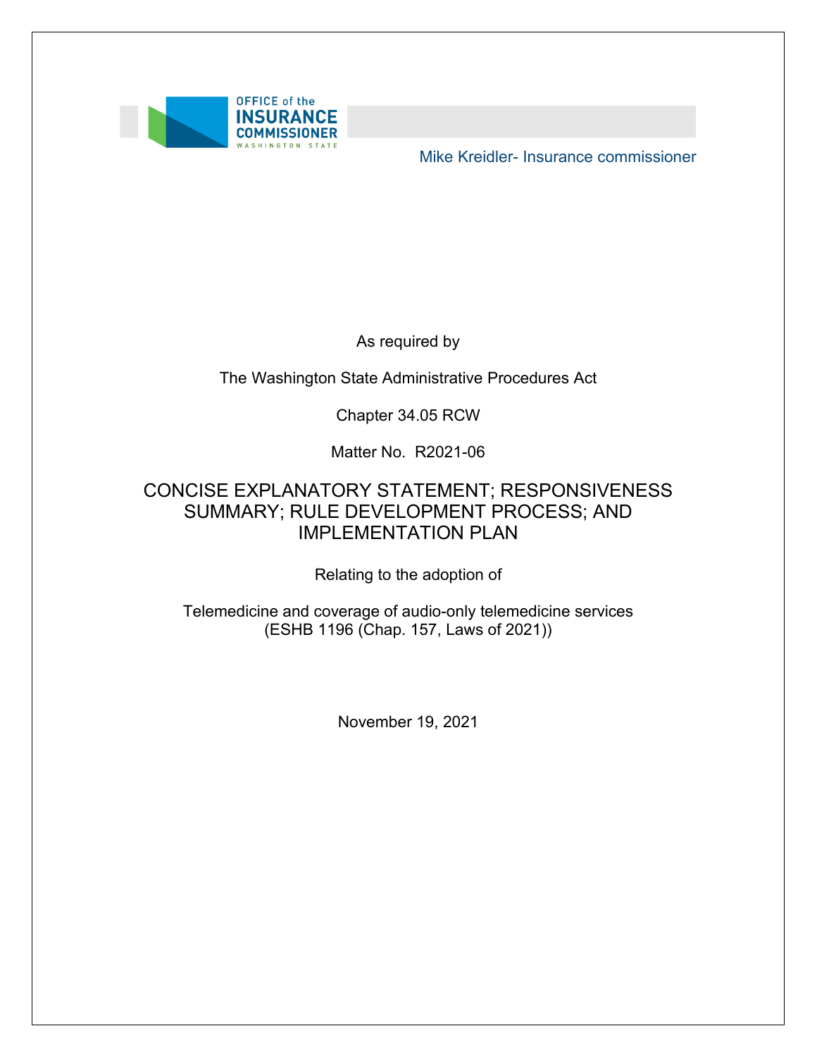OFFICE of the INSURANCE COMMISSIONER WASHINGTON STATE

Mike Kreidler- Insurance commissioner

As required by

The Washington State Administrative Procedures Act

Chapter 34.05 RCW

Matter No. R2021-06

# CONCISE EXPLANATORY STATEMENT; RESPONSIVENESS SUMMARY; RULE DEVELOPMENT PROCESS; AND IMPLEMENTATION PLAN

Relating to the adoption of

Telemedicine and coverage of audio-only telemedicine services
(ESHB 1196 (Chap. 157, Laws of 2021))

November 19, 2021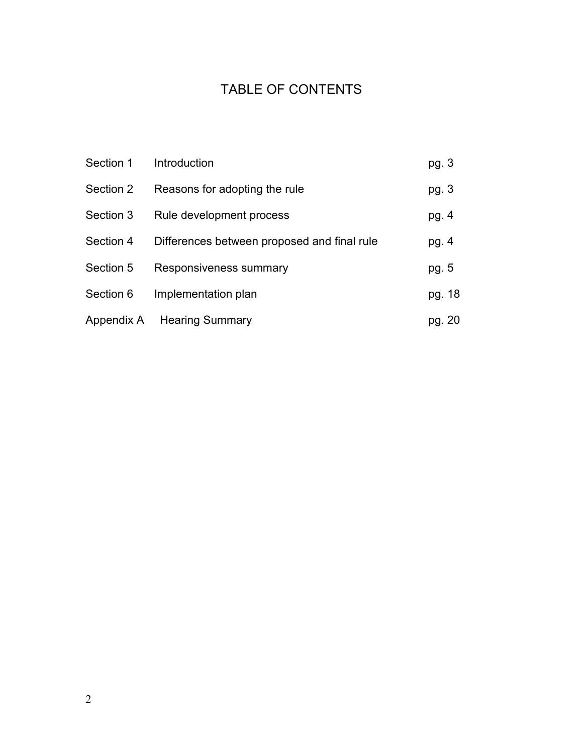# TABLE OF CONTENTS

| | | |
|---|---|---|
| Section 1 | Introduction | pg. 3 |
| Section 2 | Reasons for adopting the rule | pg. 3 |
| Section 3 | Rule development process | pg. 4 |
| Section 4 | Differences between proposed and final rule | pg. 4 |
| Section 5 | Responsiveness summary | pg. 5 |
| Section 6 | Implementation plan | pg. 18 |
| Appendix A | Hearing Summary | pg. 20 |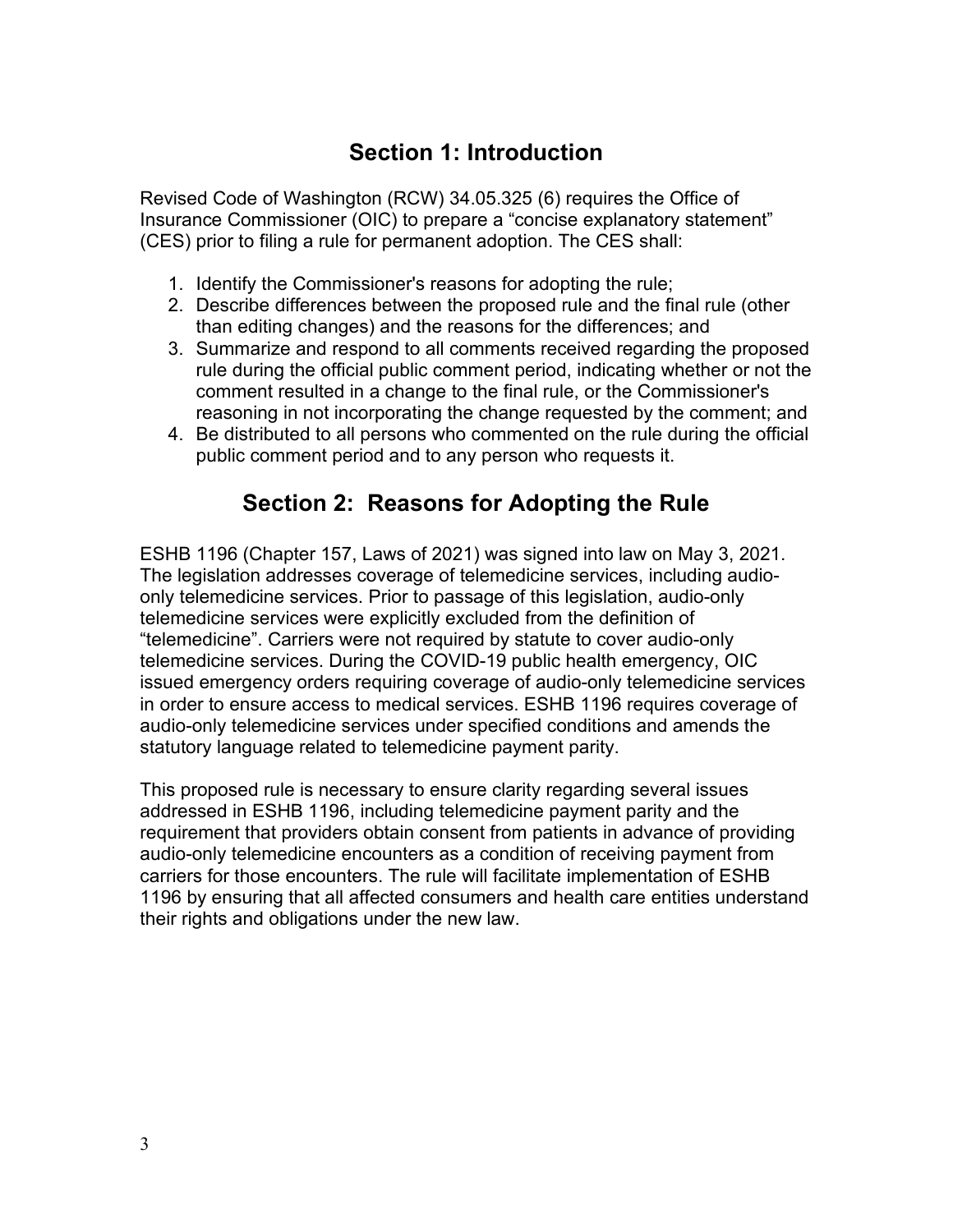## Section 1: Introduction

Revised Code of Washington (RCW) 34.05.325 (6) requires the Office of Insurance Commissioner (OIC) to prepare a "concise explanatory statement" (CES) prior to filing a rule for permanent adoption. The CES shall:

1. Identify the Commissioner's reasons for adopting the rule;
2. Describe differences between the proposed rule and the final rule (other than editing changes) and the reasons for the differences; and
3. Summarize and respond to all comments received regarding the proposed rule during the official public comment period, indicating whether or not the comment resulted in a change to the final rule, or the Commissioner's reasoning in not incorporating the change requested by the comment; and
4. Be distributed to all persons who commented on the rule during the official public comment period and to any person who requests it.

## Section 2: Reasons for Adopting the Rule

ESHB 1196 (Chapter 157, Laws of 2021) was signed into law on May 3, 2021. The legislation addresses coverage of telemedicine services, including audio-only telemedicine services. Prior to passage of this legislation, audio-only telemedicine services were explicitly excluded from the definition of "telemedicine". Carriers were not required by statute to cover audio-only telemedicine services. During the COVID-19 public health emergency, OIC issued emergency orders requiring coverage of audio-only telemedicine services in order to ensure access to medical services. ESHB 1196 requires coverage of audio-only telemedicine services under specified conditions and amends the statutory language related to telemedicine payment parity.

This proposed rule is necessary to ensure clarity regarding several issues addressed in ESHB 1196, including telemedicine payment parity and the requirement that providers obtain consent from patients in advance of providing audio-only telemedicine encounters as a condition of receiving payment from carriers for those encounters. The rule will facilitate implementation of ESHB 1196 by ensuring that all affected consumers and health care entities understand their rights and obligations under the new law.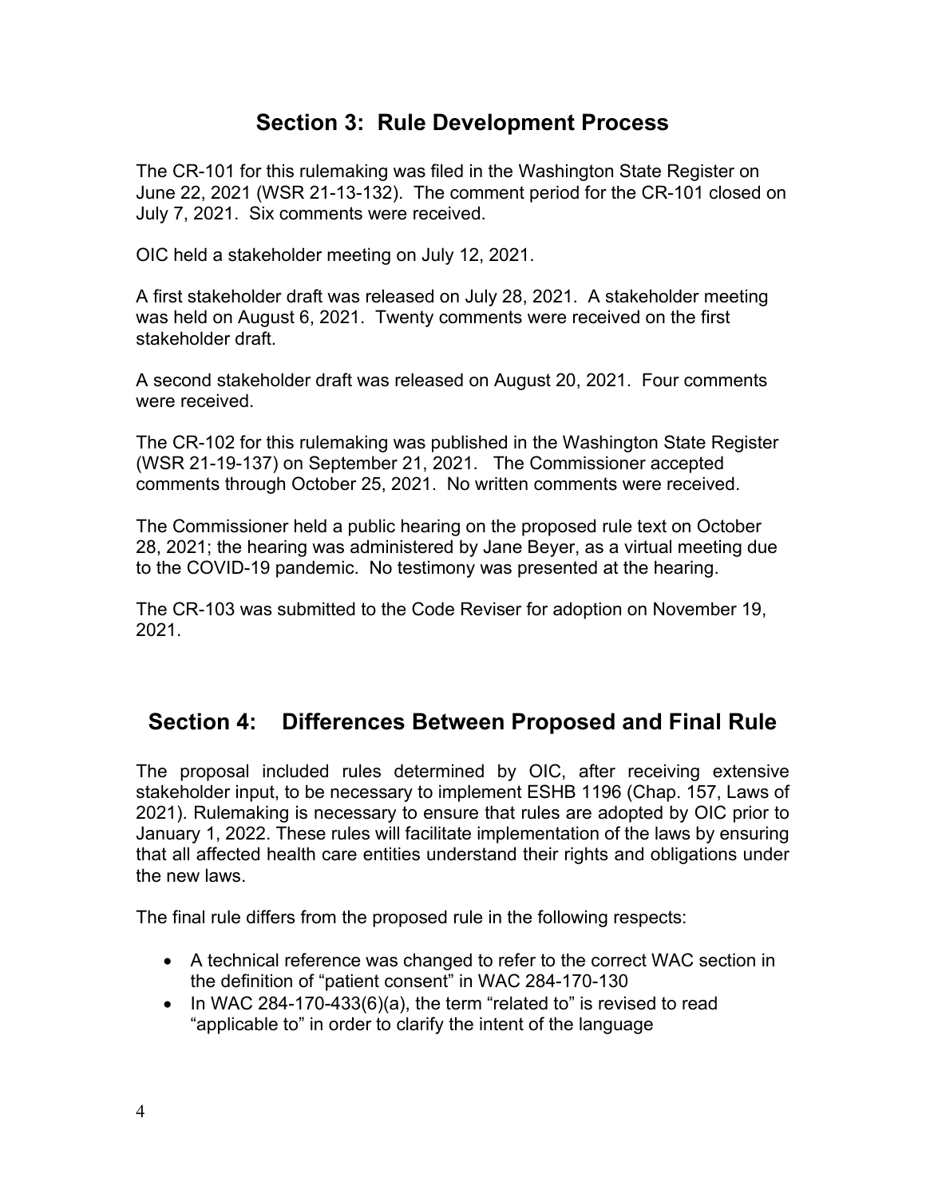## Section 3: Rule Development Process

The CR-101 for this rulemaking was filed in the Washington State Register on June 22, 2021 (WSR 21-13-132). The comment period for the CR-101 closed on July 7, 2021. Six comments were received.

OIC held a stakeholder meeting on July 12, 2021.

A first stakeholder draft was released on July 28, 2021. A stakeholder meeting was held on August 6, 2021. Twenty comments were received on the first stakeholder draft.

A second stakeholder draft was released on August 20, 2021. Four comments were received.

The CR-102 for this rulemaking was published in the Washington State Register (WSR 21-19-137) on September 21, 2021. The Commissioner accepted comments through October 25, 2021. No written comments were received.

The Commissioner held a public hearing on the proposed rule text on October 28, 2021; the hearing was administered by Jane Beyer, as a virtual meeting due to the COVID-19 pandemic. No testimony was presented at the hearing.

The CR-103 was submitted to the Code Reviser for adoption on November 19, 2021.

## Section 4: Differences Between Proposed and Final Rule

The proposal included rules determined by OIC, after receiving extensive stakeholder input, to be necessary to implement ESHB 1196 (Chap. 157, Laws of 2021). Rulemaking is necessary to ensure that rules are adopted by OIC prior to January 1, 2022. These rules will facilitate implementation of the laws by ensuring that all affected health care entities understand their rights and obligations under the new laws.

The final rule differs from the proposed rule in the following respects:

- A technical reference was changed to refer to the correct WAC section in the definition of "patient consent" in WAC 284-170-130
- In WAC 284-170-433(6)(a), the term "related to" is revised to read "applicable to" in order to clarify the intent of the language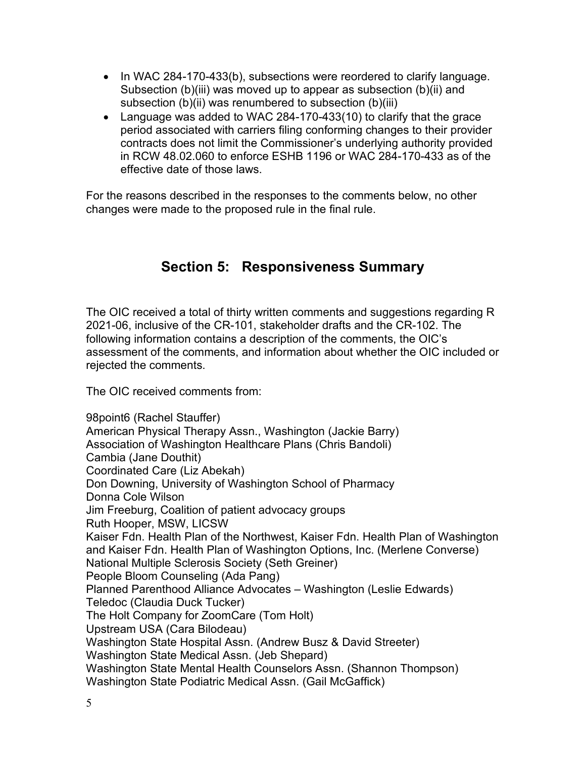- In WAC 284-170-433(b), subsections were reordered to clarify language. Subsection (b)(iii) was moved up to appear as subsection (b)(ii) and subsection (b)(ii) was renumbered to subsection (b)(iii)
- Language was added to WAC 284-170-433(10) to clarify that the grace period associated with carriers filing conforming changes to their provider contracts does not limit the Commissioner's underlying authority provided in RCW 48.02.060 to enforce ESHB 1196 or WAC 284-170-433 as of the effective date of those laws.

For the reasons described in the responses to the comments below, no other changes were made to the proposed rule in the final rule.

## Section 5: Responsiveness Summary

The OIC received a total of thirty written comments and suggestions regarding R 2021-06, inclusive of the CR-101, stakeholder drafts and the CR-102. The following information contains a description of the comments, the OIC's assessment of the comments, and information about whether the OIC included or rejected the comments.

The OIC received comments from:

98point6 (Rachel Stauffer)
American Physical Therapy Assn., Washington (Jackie Barry)
Association of Washington Healthcare Plans (Chris Bandoli)
Cambia (Jane Douthit)
Coordinated Care (Liz Abekah)
Don Downing, University of Washington School of Pharmacy
Donna Cole Wilson
Jim Freeburg, Coalition of patient advocacy groups
Ruth Hooper, MSW, LICSW
Kaiser Fdn. Health Plan of the Northwest, Kaiser Fdn. Health Plan of Washington and Kaiser Fdn. Health Plan of Washington Options, Inc. (Merlene Converse)
National Multiple Sclerosis Society (Seth Greiner)
People Bloom Counseling (Ada Pang)
Planned Parenthood Alliance Advocates – Washington (Leslie Edwards)
Teledoc (Claudia Duck Tucker)
The Holt Company for ZoomCare (Tom Holt)
Upstream USA (Cara Bilodeau)
Washington State Hospital Assn. (Andrew Busz & David Streeter)
Washington State Medical Assn. (Jeb Shepard)
Washington State Mental Health Counselors Assn. (Shannon Thompson)
Washington State Podiatric Medical Assn. (Gail McGaffick)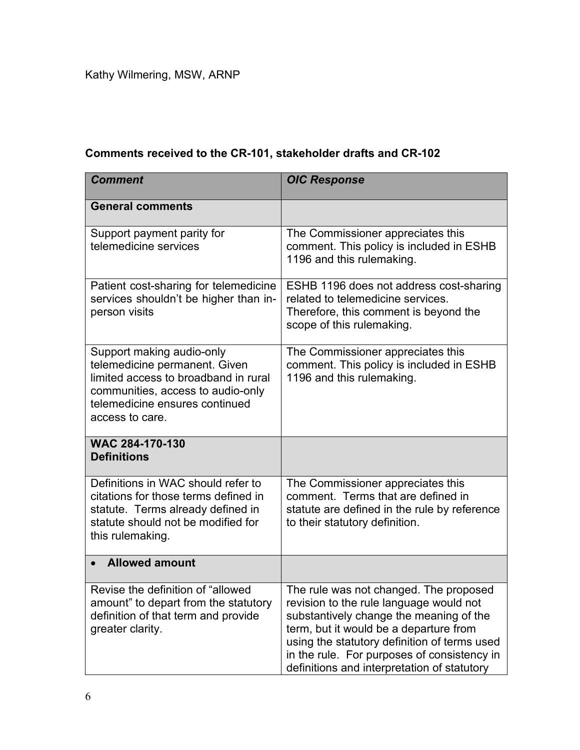Kathy Wilmering, MSW, ARNP

**Comments received to the CR-101, stakeholder drafts and CR-102**

| ***Comment*** | ***OIC Response*** |
|---|---|
| **General comments** | |
| Support payment parity for telemedicine services | The Commissioner appreciates this comment. This policy is included in ESHB 1196 and this rulemaking. |
| Patient cost-sharing for telemedicine services shouldn't be higher than in-person visits | ESHB 1196 does not address cost-sharing related to telemedicine services. Therefore, this comment is beyond the scope of this rulemaking. |
| Support making audio-only telemedicine permanent. Given limited access to broadband in rural communities, access to audio-only telemedicine ensures continued access to care. | The Commissioner appreciates this comment. This policy is included in ESHB 1196 and this rulemaking. |
| **WAC 284-170-130 Definitions** | |
| Definitions in WAC should refer to citations for those terms defined in statute. Terms already defined in statute should not be modified for this rulemaking. | The Commissioner appreciates this comment. Terms that are defined in statute are defined in the rule by reference to their statutory definition. |
| • **Allowed amount** | |
| Revise the definition of "allowed amount" to depart from the statutory definition of that term and provide greater clarity. | The rule was not changed. The proposed revision to the rule language would not substantively change the meaning of the term, but it would be a departure from using the statutory definition of terms used in the rule. For purposes of consistency in definitions and interpretation of statutory |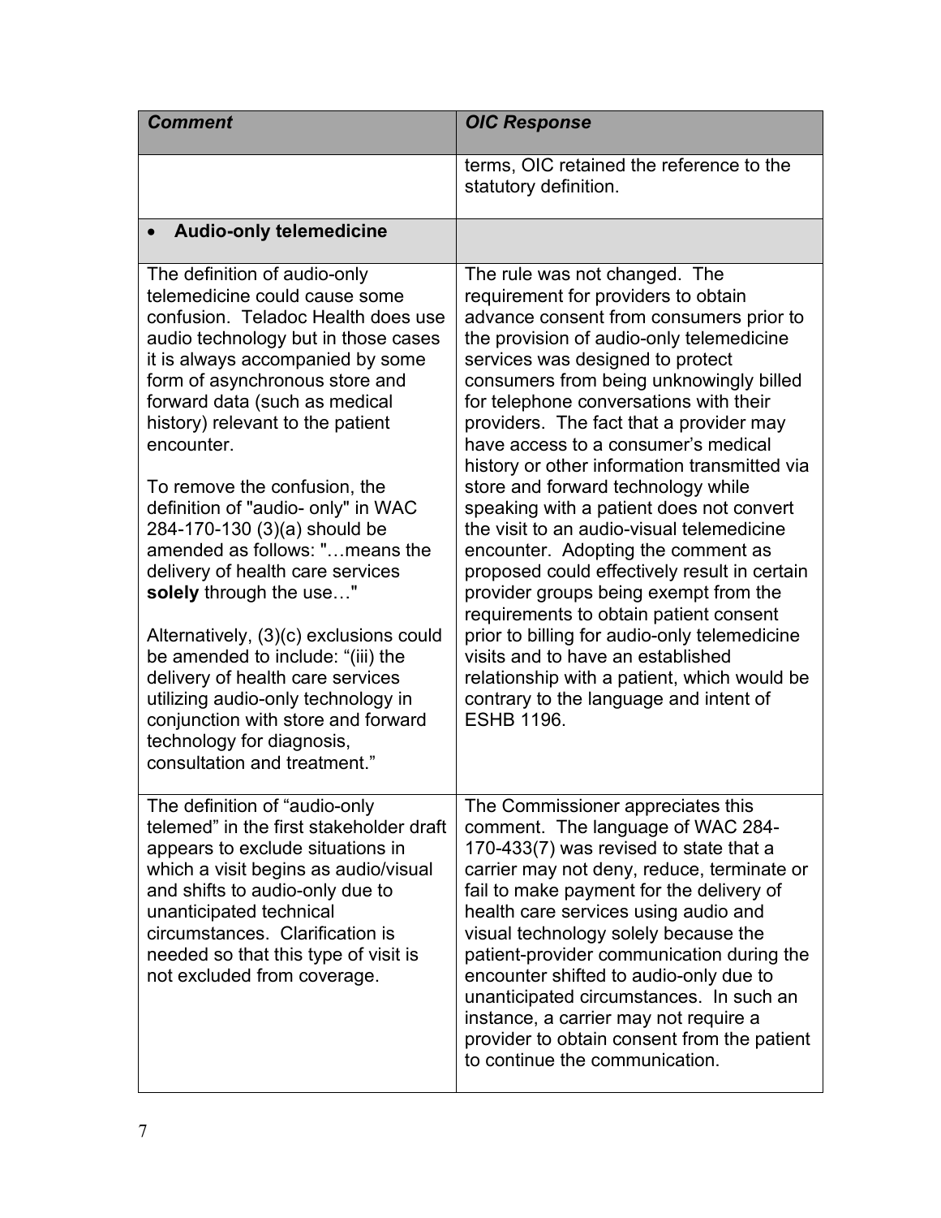| *Comment* | *OIC Response* |
|---|---|
| | terms, OIC retained the reference to the statutory definition. |
| • **Audio-only telemedicine** | |
| The definition of audio-only telemedicine could cause some confusion. Teladoc Health does use audio technology but in those cases it is always accompanied by some form of asynchronous store and forward data (such as medical history) relevant to the patient encounter.<br><br>To remove the confusion, the definition of "audio- only" in WAC 284-170-130 (3)(a) should be amended as follows: "…means the delivery of health care services **solely** through the use…"<br><br>Alternatively, (3)(c) exclusions could be amended to include: "(iii) the delivery of health care services utilizing audio-only technology in conjunction with store and forward technology for diagnosis, consultation and treatment." | The rule was not changed. The requirement for providers to obtain advance consent from consumers prior to the provision of audio-only telemedicine services was designed to protect consumers from being unknowingly billed for telephone conversations with their providers. The fact that a provider may have access to a consumer's medical history or other information transmitted via store and forward technology while speaking with a patient does not convert the visit to an audio-visual telemedicine encounter. Adopting the comment as proposed could effectively result in certain provider groups being exempt from the requirements to obtain patient consent prior to billing for audio-only telemedicine visits and to have an established relationship with a patient, which would be contrary to the language and intent of ESHB 1196. |
| The definition of "audio-only telemed" in the first stakeholder draft appears to exclude situations in which a visit begins as audio/visual and shifts to audio-only due to unanticipated technical circumstances. Clarification is needed so that this type of visit is not excluded from coverage. | The Commissioner appreciates this comment. The language of WAC 284-170-433(7) was revised to state that a carrier may not deny, reduce, terminate or fail to make payment for the delivery of health care services using audio and visual technology solely because the patient-provider communication during the encounter shifted to audio-only due to unanticipated circumstances. In such an instance, a carrier may not require a provider to obtain consent from the patient to continue the communication. |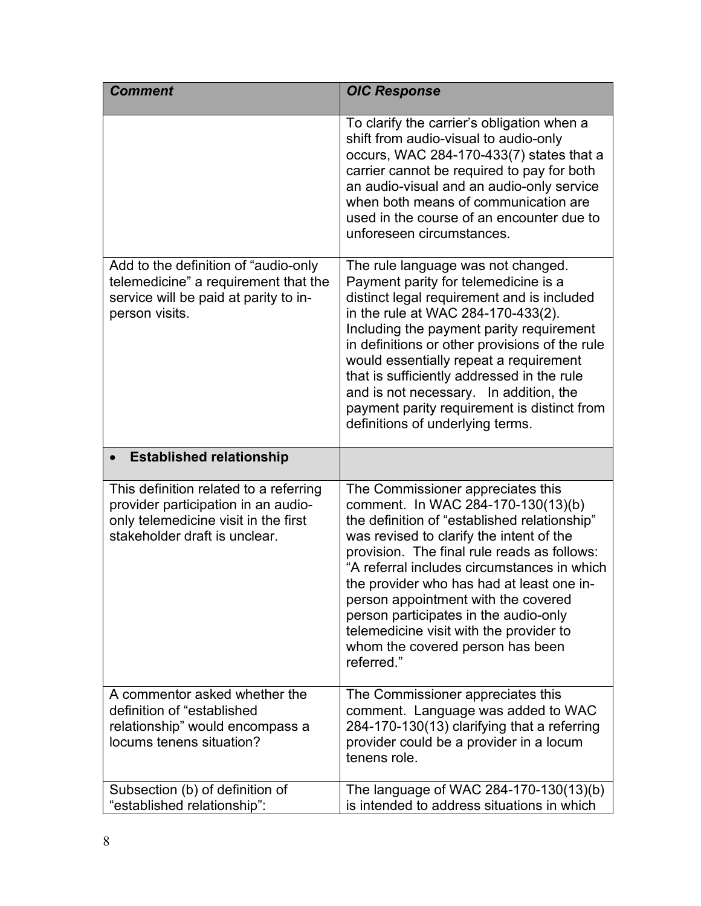| *Comment* | *OIC Response* |
| --- | --- |
| | To clarify the carrier's obligation when a shift from audio-visual to audio-only occurs, WAC 284-170-433(7) states that a carrier cannot be required to pay for both an audio-visual and an audio-only service when both means of communication are used in the course of an encounter due to unforeseen circumstances. |
| Add to the definition of "audio-only telemedicine" a requirement that the service will be paid at parity to in-person visits. | The rule language was not changed. Payment parity for telemedicine is a distinct legal requirement and is included in the rule at WAC 284-170-433(2). Including the payment parity requirement in definitions or other provisions of the rule would essentially repeat a requirement that is sufficiently addressed in the rule and is not necessary. In addition, the payment parity requirement is distinct from definitions of underlying terms. |
| • **Established relationship** | |
| This definition related to a referring provider participation in an audio-only telemedicine visit in the first stakeholder draft is unclear. | The Commissioner appreciates this comment. In WAC 284-170-130(13)(b) the definition of "established relationship" was revised to clarify the intent of the provision. The final rule reads as follows: "A referral includes circumstances in which the provider who has had at least one in-person appointment with the covered person participates in the audio-only telemedicine visit with the provider to whom the covered person has been referred." |
| A commentor asked whether the definition of "established relationship" would encompass a locums tenens situation? | The Commissioner appreciates this comment. Language was added to WAC 284-170-130(13) clarifying that a referring provider could be a provider in a locum tenens role. |
| Subsection (b) of definition of "established relationship": | The language of WAC 284-170-130(13)(b) is intended to address situations in which |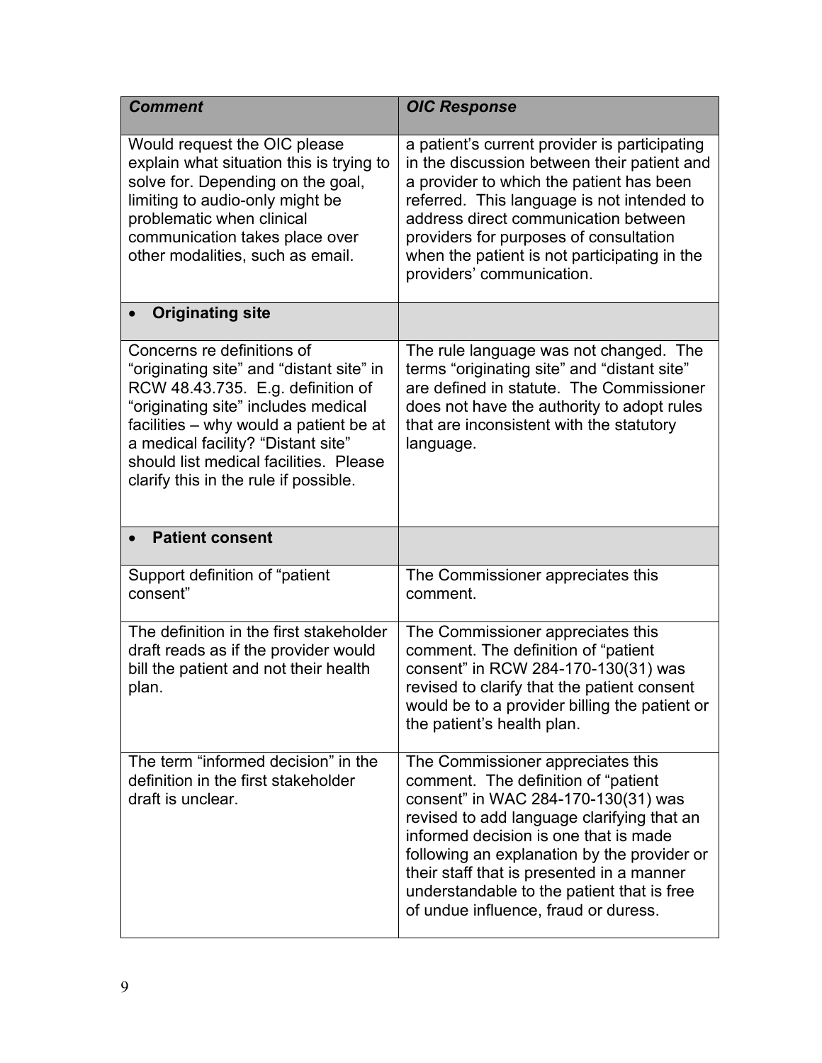| *Comment* | *OIC Response* |
|---|---|
| Would request the OIC please explain what situation this is trying to solve for. Depending on the goal, limiting to audio-only might be problematic when clinical communication takes place over other modalities, such as email. | a patient's current provider is participating in the discussion between their patient and a provider to which the patient has been referred. This language is not intended to address direct communication between providers for purposes of consultation when the patient is not participating in the providers' communication. |
| • **Originating site** | |
| Concerns re definitions of "originating site" and "distant site" in RCW 48.43.735. E.g. definition of "originating site" includes medical facilities – why would a patient be at a medical facility? "Distant site" should list medical facilities. Please clarify this in the rule if possible. | The rule language was not changed. The terms "originating site" and "distant site" are defined in statute. The Commissioner does not have the authority to adopt rules that are inconsistent with the statutory language. |
| • **Patient consent** | |
| Support definition of "patient consent" | The Commissioner appreciates this comment. |
| The definition in the first stakeholder draft reads as if the provider would bill the patient and not their health plan. | The Commissioner appreciates this comment. The definition of "patient consent" in RCW 284-170-130(31) was revised to clarify that the patient consent would be to a provider billing the patient or the patient's health plan. |
| The term "informed decision" in the definition in the first stakeholder draft is unclear. | The Commissioner appreciates this comment. The definition of "patient consent" in WAC 284-170-130(31) was revised to add language clarifying that an informed decision is one that is made following an explanation by the provider or their staff that is presented in a manner understandable to the patient that is free of undue influence, fraud or duress. |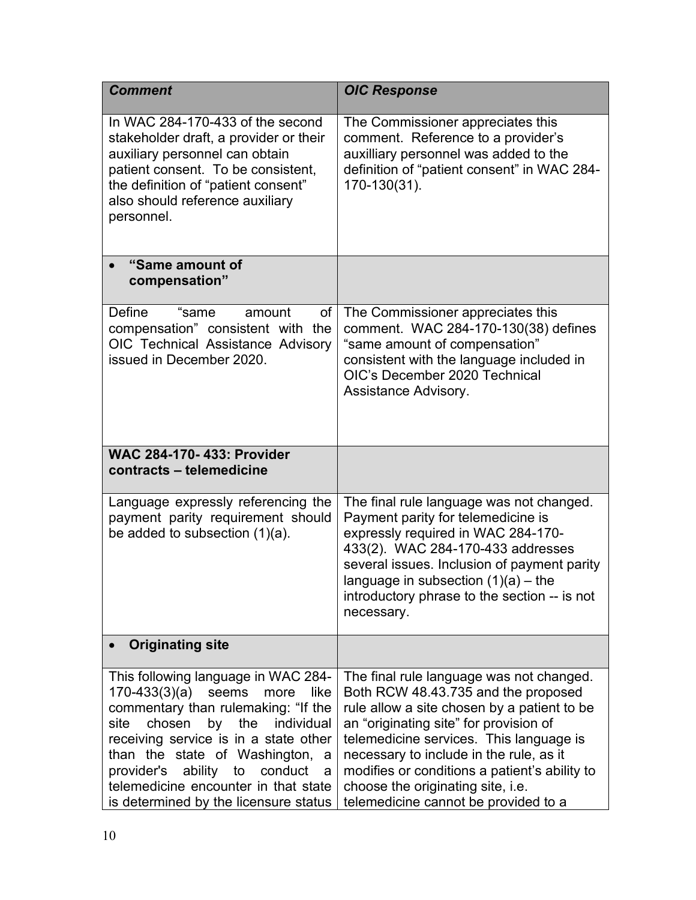| *Comment* | *OIC Response* |
|---|---|
| In WAC 284-170-433 of the second stakeholder draft, a provider or their auxiliary personnel can obtain patient consent. To be consistent, the definition of "patient consent" also should reference auxiliary personnel. | The Commissioner appreciates this comment. Reference to a provider's auxilliary personnel was added to the definition of "patient consent" in WAC 284-170-130(31). |
| • **"Same amount of compensation"** | |
| Define "same amount of compensation" consistent with the OIC Technical Assistance Advisory issued in December 2020. | The Commissioner appreciates this comment. WAC 284-170-130(38) defines "same amount of compensation" consistent with the language included in OIC's December 2020 Technical Assistance Advisory. |
| **WAC 284-170- 433: Provider contracts – telemedicine** | |
| Language expressly referencing the payment parity requirement should be added to subsection (1)(a). | The final rule language was not changed. Payment parity for telemedicine is expressly required in WAC 284-170-433(2). WAC 284-170-433 addresses several issues. Inclusion of payment parity language in subsection (1)(a) – the introductory phrase to the section -- is not necessary. |
| • **Originating site** | |
| This following language in WAC 284-170-433(3)(a) seems more like commentary than rulemaking: "If the site chosen by the individual receiving service is in a state other than the state of Washington, a provider's ability to conduct a telemedicine encounter in that state is determined by the licensure status | The final rule language was not changed. Both RCW 48.43.735 and the proposed rule allow a site chosen by a patient to be an "originating site" for provision of telemedicine services. This language is necessary to include in the rule, as it modifies or conditions a patient's ability to choose the originating site, i.e. telemedicine cannot be provided to a |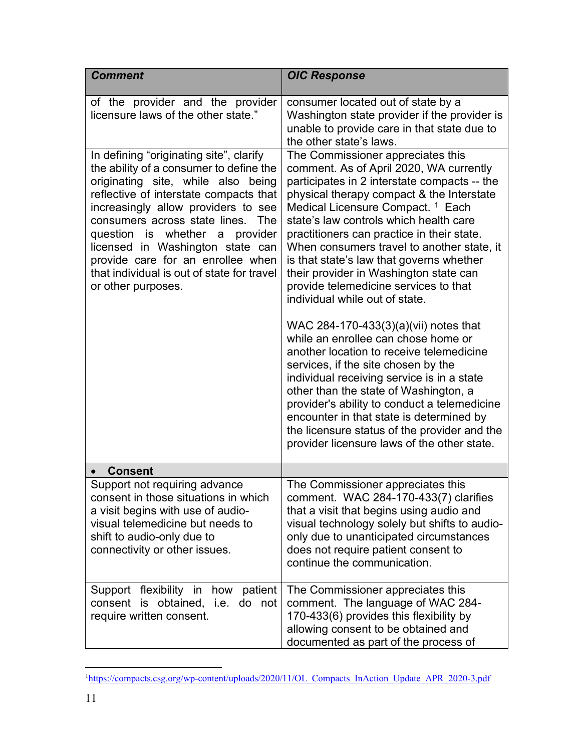| Comment | OIC Response |
|---|---|
| of the provider and the provider licensure laws of the other state." | consumer located out of state by a Washington state provider if the provider is unable to provide care in that state due to the other state's laws. |
| In defining "originating site", clarify the ability of a consumer to define the originating site, while also being reflective of interstate compacts that increasingly allow providers to see consumers across state lines. The question is whether a provider licensed in Washington state can provide care for an enrollee when that individual is out of state for travel or other purposes. | The Commissioner appreciates this comment. As of April 2020, WA currently participates in 2 interstate compacts -- the physical therapy compact & the Interstate Medical Licensure Compact. [1] Each state's law controls which health care practitioners can practice in their state. When consumers travel to another state, it is that state's law that governs whether their provider in Washington state can provide telemedicine services to that individual while out of state.<br><br>WAC 284-170-433(3)(a)(vii) notes that while an enrollee can chose home or another location to receive telemedicine services, if the site chosen by the individual receiving service is in a state other than the state of Washington, a provider's ability to conduct a telemedicine encounter in that state is determined by the licensure status of the provider and the provider licensure laws of the other state. |
| • **Consent** | |
| Support not requiring advance consent in those situations in which a visit begins with use of audio-visual telemedicine but needs to shift to audio-only due to connectivity or other issues. | The Commissioner appreciates this comment. WAC 284-170-433(7) clarifies that a visit that begins using audio and visual technology solely but shifts to audio-only due to unanticipated circumstances does not require patient consent to continue the communication. |
| Support flexibility in how patient consent is obtained, i.e. do not require written consent. | The Commissioner appreciates this comment. The language of WAC 284-170-433(6) provides this flexibility by allowing consent to be obtained and documented as part of the process of |

[1] https://compacts.csg.org/wp-content/uploads/2020/11/OL_Compacts_InAction_Update_APR_2020-3.pdf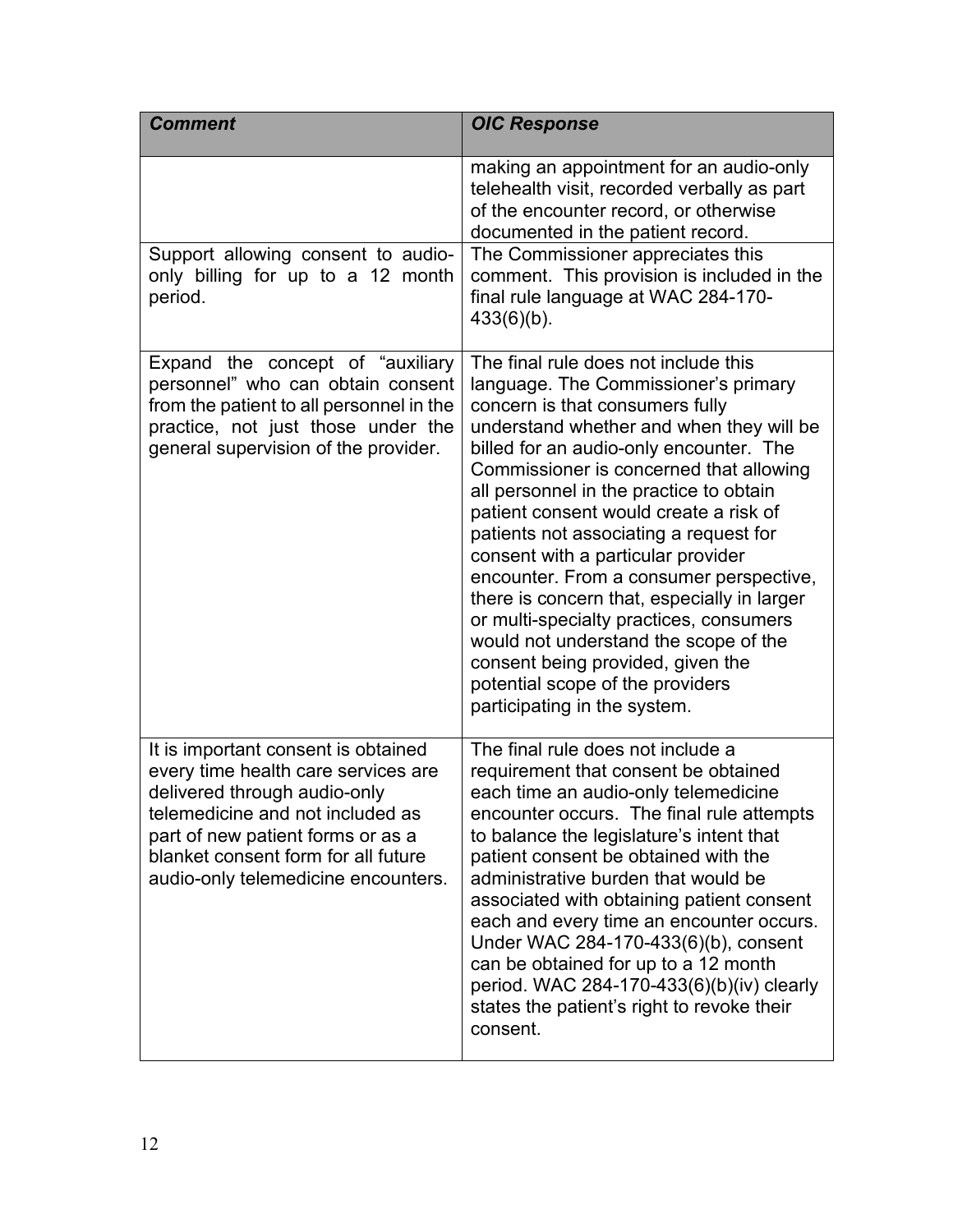| ***Comment*** | ***OIC Response*** |
| --- | --- |
| | making an appointment for an audio-only telehealth visit, recorded verbally as part of the encounter record, or otherwise documented in the patient record. |
| Support allowing consent to audio-only billing for up to a 12 month period. | The Commissioner appreciates this comment. This provision is included in the final rule language at WAC 284-170-433(6)(b). |
| Expand the concept of "auxiliary personnel" who can obtain consent from the patient to all personnel in the practice, not just those under the general supervision of the provider. | The final rule does not include this language. The Commissioner's primary concern is that consumers fully understand whether and when they will be billed for an audio-only encounter. The Commissioner is concerned that allowing all personnel in the practice to obtain patient consent would create a risk of patients not associating a request for consent with a particular provider encounter. From a consumer perspective, there is concern that, especially in larger or multi-specialty practices, consumers would not understand the scope of the consent being provided, given the potential scope of the providers participating in the system. |
| It is important consent is obtained every time health care services are delivered through audio-only telemedicine and not included as part of new patient forms or as a blanket consent form for all future audio-only telemedicine encounters. | The final rule does not include a requirement that consent be obtained each time an audio-only telemedicine encounter occurs. The final rule attempts to balance the legislature's intent that patient consent be obtained with the administrative burden that would be associated with obtaining patient consent each and every time an encounter occurs. Under WAC 284-170-433(6)(b), consent can be obtained for up to a 12 month period. WAC 284-170-433(6)(b)(iv) clearly states the patient's right to revoke their consent. |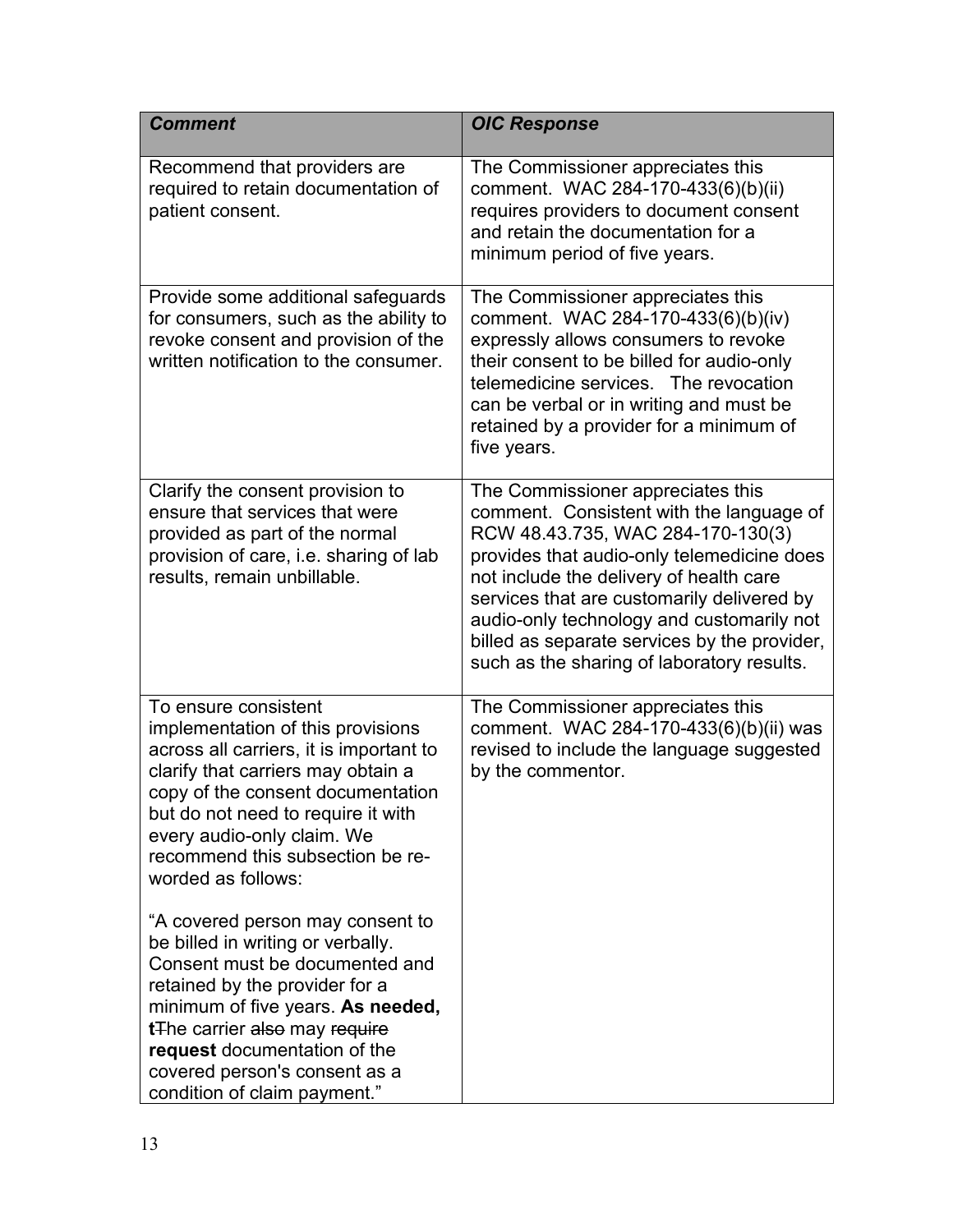| ***Comment*** | ***OIC Response*** |
|---|---|
| Recommend that providers are required to retain documentation of patient consent. | The Commissioner appreciates this comment. WAC 284-170-433(6)(b)(ii) requires providers to document consent and retain the documentation for a minimum period of five years. |
| Provide some additional safeguards for consumers, such as the ability to revoke consent and provision of the written notification to the consumer. | The Commissioner appreciates this comment. WAC 284-170-433(6)(b)(iv) expressly allows consumers to revoke their consent to be billed for audio-only telemedicine services. The revocation can be verbal or in writing and must be retained by a provider for a minimum of five years. |
| Clarify the consent provision to ensure that services that were provided as part of the normal provision of care, i.e. sharing of lab results, remain unbillable. | The Commissioner appreciates this comment. Consistent with the language of RCW 48.43.735, WAC 284-170-130(3) provides that audio-only telemedicine does not include the delivery of health care services that are customarily delivered by audio-only technology and customarily not billed as separate services by the provider, such as the sharing of laboratory results. |
| To ensure consistent implementation of this provisions across all carriers, it is important to clarify that carriers may obtain a copy of the consent documentation but do not need to require it with every audio-only claim. We recommend this subsection be re-worded as follows:<br><br>"A covered person may consent to be billed in writing or verbally. Consent must be documented and retained by the provider for a minimum of five years. **As needed, t**~~T~~he carrier ~~also~~ may ~~require~~ **request** documentation of the covered person's consent as a condition of claim payment." | The Commissioner appreciates this comment. WAC 284-170-433(6)(b)(ii) was revised to include the language suggested by the commentor. |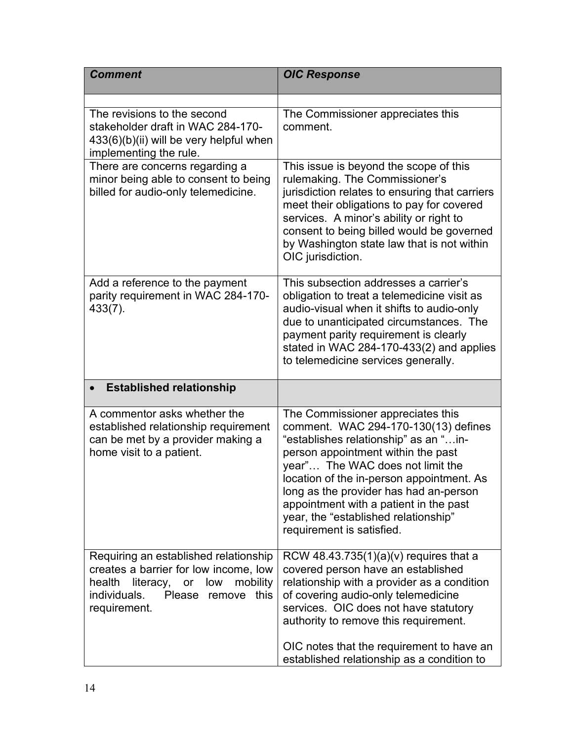| *Comment* | *OIC Response* |
| --- | --- |
| | |
| The revisions to the second stakeholder draft in WAC 284-170-433(6)(b)(ii) will be very helpful when implementing the rule. | The Commissioner appreciates this comment. |
| There are concerns regarding a minor being able to consent to being billed for audio-only telemedicine. | This issue is beyond the scope of this rulemaking. The Commissioner's jurisdiction relates to ensuring that carriers meet their obligations to pay for covered services. A minor's ability or right to consent to being billed would be governed by Washington state law that is not within OIC jurisdiction. |
| Add a reference to the payment parity requirement in WAC 284-170-433(7). | This subsection addresses a carrier's obligation to treat a telemedicine visit as audio-visual when it shifts to audio-only due to unanticipated circumstances. The payment parity requirement is clearly stated in WAC 284-170-433(2) and applies to telemedicine services generally. |
| • **Established relationship** | |
| A commentor asks whether the established relationship requirement can be met by a provider making a home visit to a patient. | The Commissioner appreciates this comment. WAC 294-170-130(13) defines "establishes relationship" as an "…in-person appointment within the past year"… The WAC does not limit the location of the in-person appointment. As long as the provider has had an-person appointment with a patient in the past year, the "established relationship" requirement is satisfied. |
| Requiring an established relationship creates a barrier for low income, low health literacy, or low mobility individuals. Please remove this requirement. | RCW 48.43.735(1)(a)(v) requires that a covered person have an established relationship with a provider as a condition of covering audio-only telemedicine services. OIC does not have statutory authority to remove this requirement.<br><br>OIC notes that the requirement to have an established relationship as a condition to |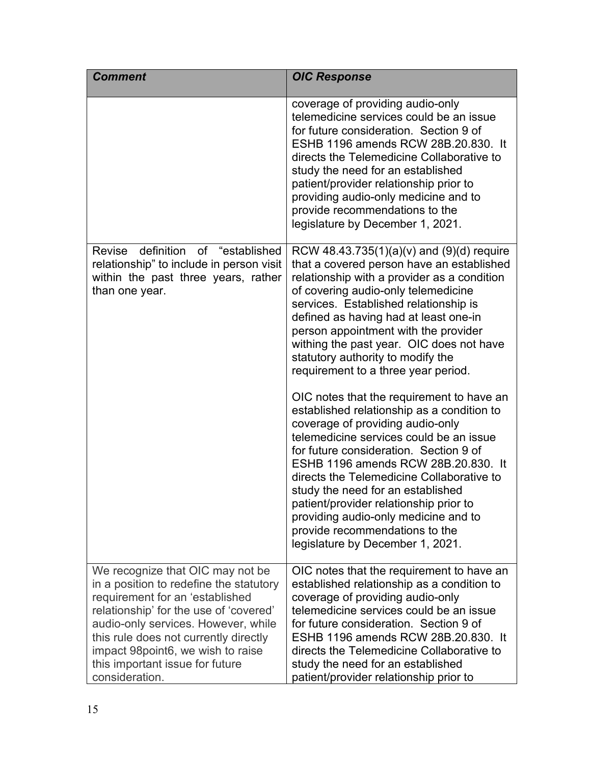| *Comment* | *OIC Response* |
| --- | --- |
| | coverage of providing audio-only telemedicine services could be an issue for future consideration. Section 9 of ESHB 1196 amends RCW 28B.20.830. It directs the Telemedicine Collaborative to study the need for an established patient/provider relationship prior to providing audio-only medicine and to provide recommendations to the legislature by December 1, 2021. |
| Revise definition of "established relationship" to include in person visit within the past three years, rather than one year. | RCW 48.43.735(1)(a)(v) and (9)(d) require that a covered person have an established relationship with a provider as a condition of covering audio-only telemedicine services. Established relationship is defined as having had at least one-in person appointment with the provider withing the past year. OIC does not have statutory authority to modify the requirement to a three year period.<br><br>OIC notes that the requirement to have an established relationship as a condition to coverage of providing audio-only telemedicine services could be an issue for future consideration. Section 9 of ESHB 1196 amends RCW 28B.20.830. It directs the Telemedicine Collaborative to study the need for an established patient/provider relationship prior to providing audio-only medicine and to provide recommendations to the legislature by December 1, 2021. |
| We recognize that OIC may not be in a position to redefine the statutory requirement for an 'established relationship' for the use of 'covered' audio-only services. However, while this rule does not currently directly impact 98point6, we wish to raise this important issue for future consideration. | OIC notes that the requirement to have an established relationship as a condition to coverage of providing audio-only telemedicine services could be an issue for future consideration. Section 9 of ESHB 1196 amends RCW 28B.20.830. It directs the Telemedicine Collaborative to study the need for an established patient/provider relationship prior to |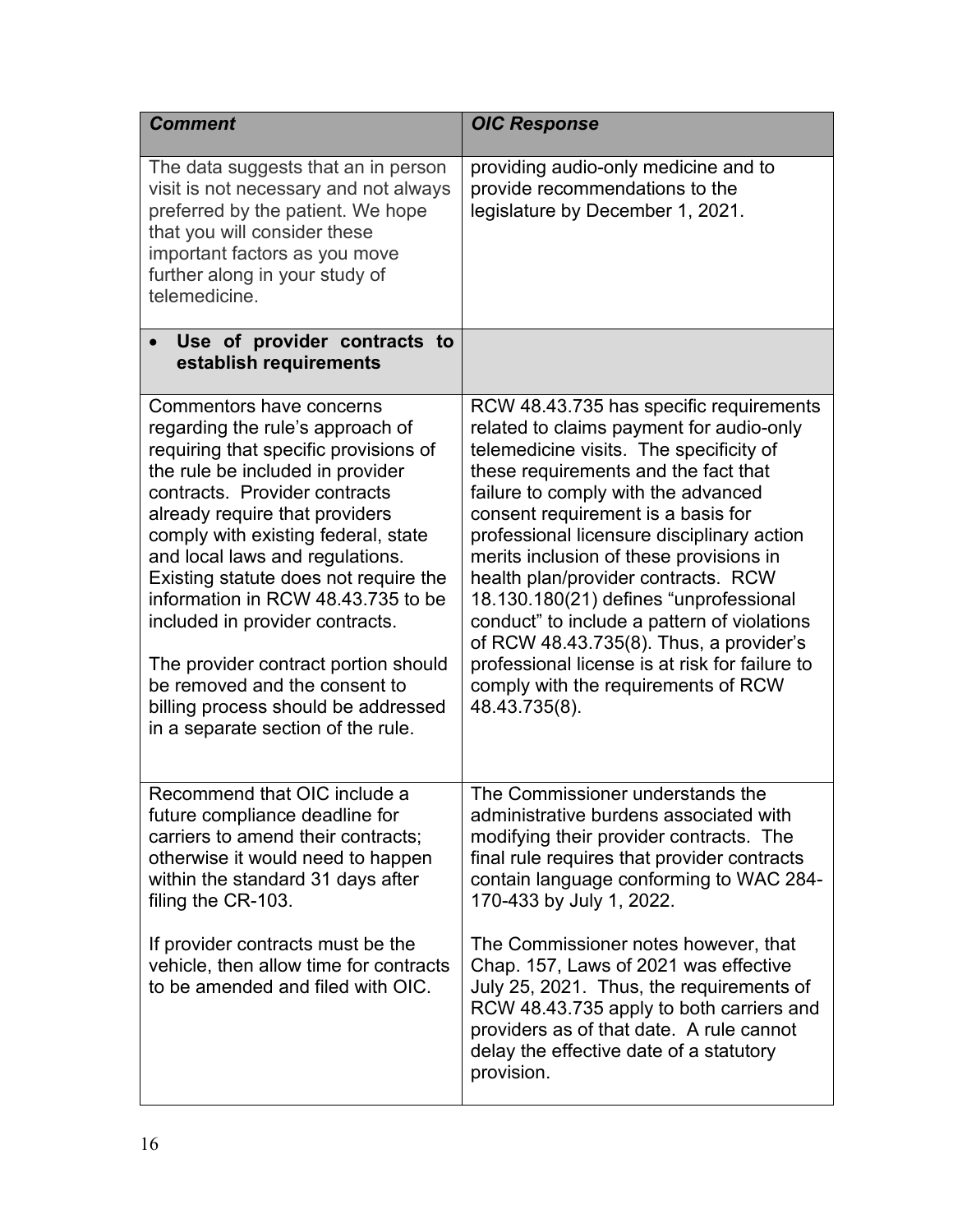| *Comment* | *OIC Response* |
|---|---|
| The data suggests that an in person visit is not necessary and not always preferred by the patient. We hope that you will consider these important factors as you move further along in your study of telemedicine. | providing audio-only medicine and to provide recommendations to the legislature by December 1, 2021. |
| • **Use of provider contracts to establish requirements** | |
| Commentors have concerns regarding the rule's approach of requiring that specific provisions of the rule be included in provider contracts. Provider contracts already require that providers comply with existing federal, state and local laws and regulations. Existing statute does not require the information in RCW 48.43.735 to be included in provider contracts.<br><br>The provider contract portion should be removed and the consent to billing process should be addressed in a separate section of the rule. | RCW 48.43.735 has specific requirements related to claims payment for audio-only telemedicine visits. The specificity of these requirements and the fact that failure to comply with the advanced consent requirement is a basis for professional licensure disciplinary action merits inclusion of these provisions in health plan/provider contracts. RCW 18.130.180(21) defines "unprofessional conduct" to include a pattern of violations of RCW 48.43.735(8). Thus, a provider's professional license is at risk for failure to comply with the requirements of RCW 48.43.735(8). |
| Recommend that OIC include a future compliance deadline for carriers to amend their contracts; otherwise it would need to happen within the standard 31 days after filing the CR-103.<br><br>If provider contracts must be the vehicle, then allow time for contracts to be amended and filed with OIC. | The Commissioner understands the administrative burdens associated with modifying their provider contracts. The final rule requires that provider contracts contain language conforming to WAC 284-170-433 by July 1, 2022.<br><br>The Commissioner notes however, that Chap. 157, Laws of 2021 was effective July 25, 2021. Thus, the requirements of RCW 48.43.735 apply to both carriers and providers as of that date. A rule cannot delay the effective date of a statutory provision. |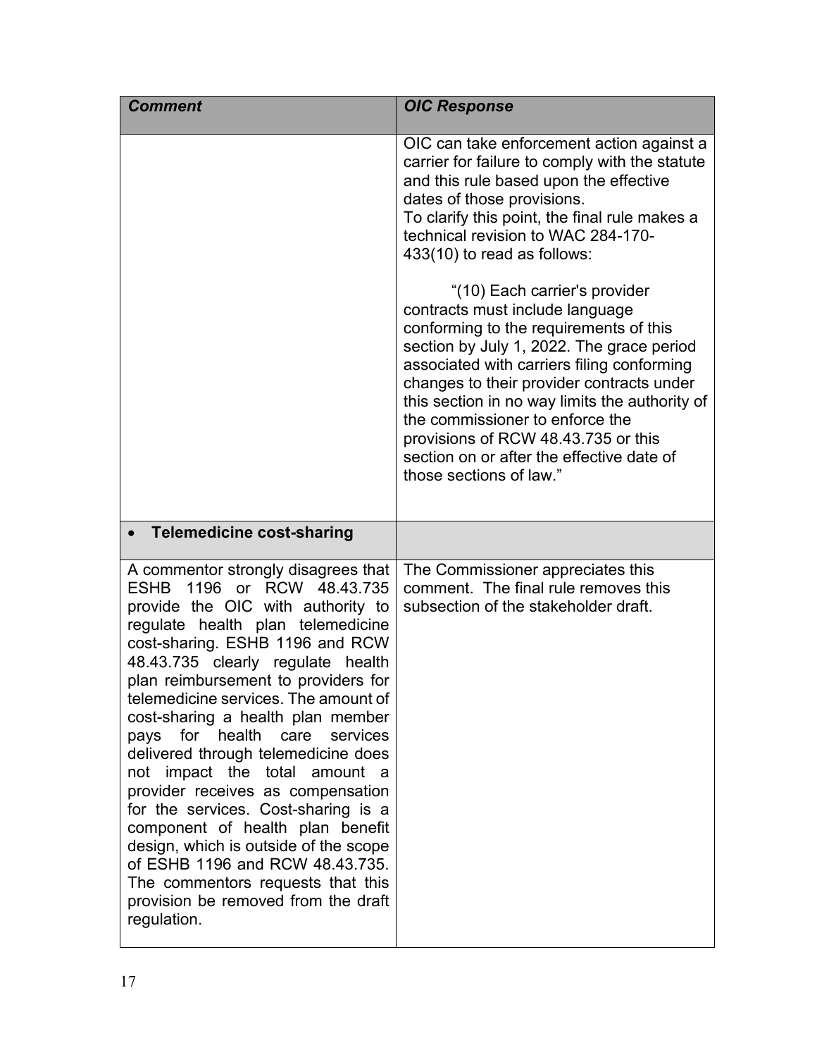| *Comment* | *OIC Response* |
| --- | --- |
| | OIC can take enforcement action against a carrier for failure to comply with the statute and this rule based upon the effective dates of those provisions.<br>To clarify this point, the final rule makes a technical revision to WAC 284-170-433(10) to read as follows:<br><br>"(10) Each carrier's provider contracts must include language conforming to the requirements of this section by July 1, 2022. The grace period associated with carriers filing conforming changes to their provider contracts under this section in no way limits the authority of the commissioner to enforce the provisions of RCW 48.43.735 or this section on or after the effective date of those sections of law." |
| • **Telemedicine cost-sharing** | |
| A commentor strongly disagrees that ESHB 1196 or RCW 48.43.735 provide the OIC with authority to regulate health plan telemedicine cost-sharing. ESHB 1196 and RCW 48.43.735 clearly regulate health plan reimbursement to providers for telemedicine services. The amount of cost-sharing a health plan member pays for health care services delivered through telemedicine does not impact the total amount a provider receives as compensation for the services. Cost-sharing is a component of health plan benefit design, which is outside of the scope of ESHB 1196 and RCW 48.43.735. The commentors requests that this provision be removed from the draft regulation. | The Commissioner appreciates this comment. The final rule removes this subsection of the stakeholder draft. |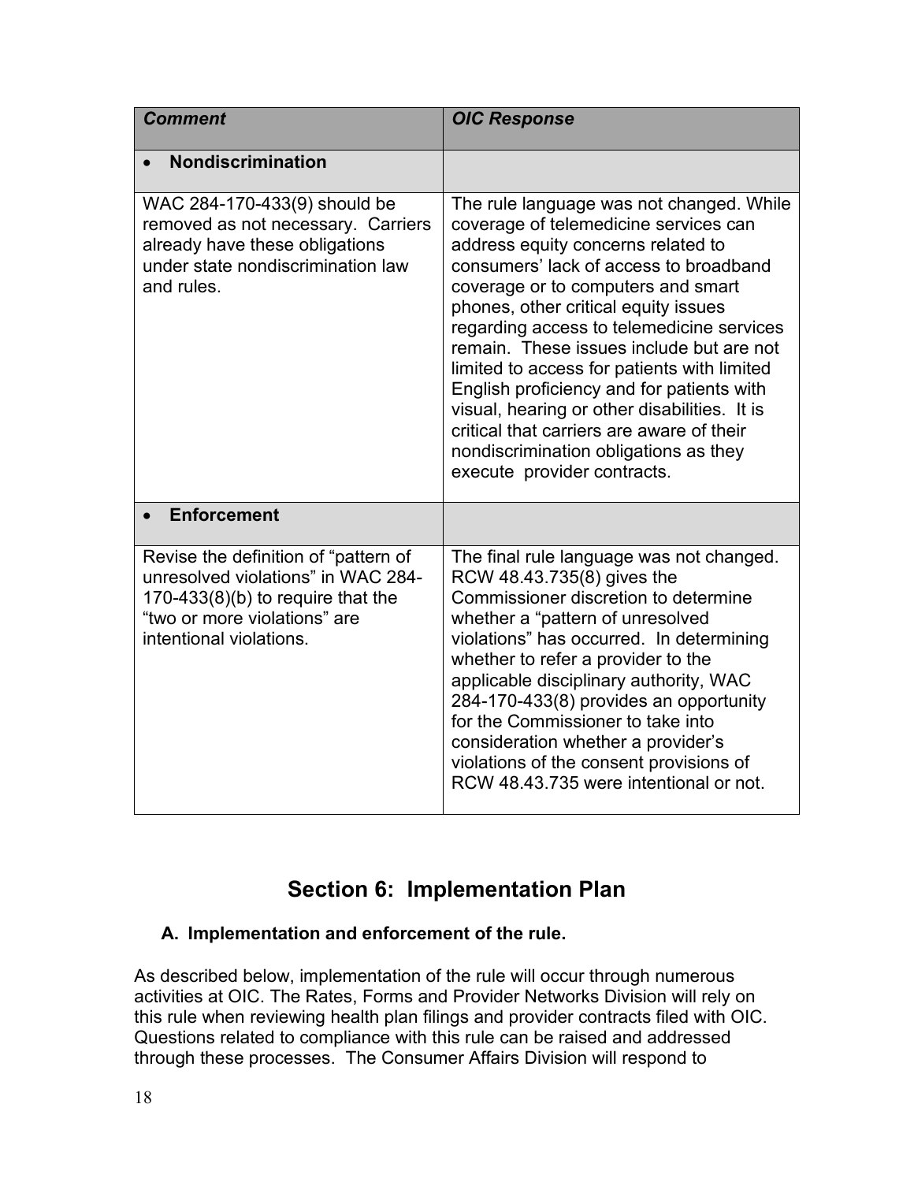| *Comment* | *OIC Response* |
|---|---|
| • **Nondiscrimination** | |
| WAC 284-170-433(9) should be removed as not necessary. Carriers already have these obligations under state nondiscrimination law and rules. | The rule language was not changed. While coverage of telemedicine services can address equity concerns related to consumers' lack of access to broadband coverage or to computers and smart phones, other critical equity issues regarding access to telemedicine services remain. These issues include but are not limited to access for patients with limited English proficiency and for patients with visual, hearing or other disabilities. It is critical that carriers are aware of their nondiscrimination obligations as they execute provider contracts. |
| • **Enforcement** | |
| Revise the definition of "pattern of unresolved violations" in WAC 284-170-433(8)(b) to require that the "two or more violations" are intentional violations. | The final rule language was not changed. RCW 48.43.735(8) gives the Commissioner discretion to determine whether a "pattern of unresolved violations" has occurred. In determining whether to refer a provider to the applicable disciplinary authority, WAC 284-170-433(8) provides an opportunity for the Commissioner to take into consideration whether a provider's violations of the consent provisions of RCW 48.43.735 were intentional or not. |

## Section 6: Implementation Plan

### A. Implementation and enforcement of the rule.

As described below, implementation of the rule will occur through numerous activities at OIC. The Rates, Forms and Provider Networks Division will rely on this rule when reviewing health plan filings and provider contracts filed with OIC. Questions related to compliance with this rule can be raised and addressed through these processes. The Consumer Affairs Division will respond to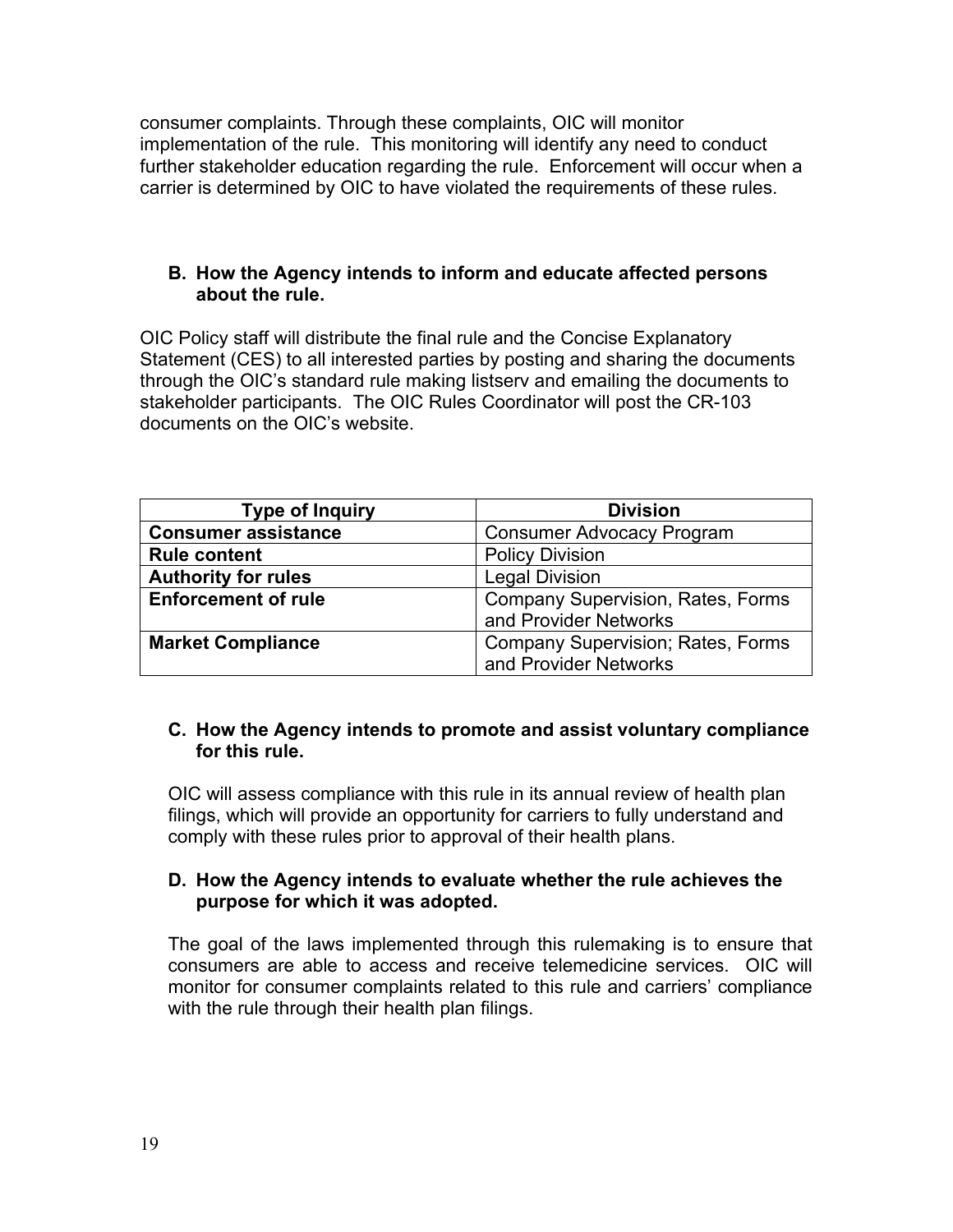consumer complaints. Through these complaints, OIC will monitor implementation of the rule. This monitoring will identify any need to conduct further stakeholder education regarding the rule. Enforcement will occur when a carrier is determined by OIC to have violated the requirements of these rules.

### B. How the Agency intends to inform and educate affected persons about the rule.

OIC Policy staff will distribute the final rule and the Concise Explanatory Statement (CES) to all interested parties by posting and sharing the documents through the OIC's standard rule making listserv and emailing the documents to stakeholder participants. The OIC Rules Coordinator will post the CR-103 documents on the OIC's website.

| Type of Inquiry | Division |
| --- | --- |
| **Consumer assistance** | Consumer Advocacy Program |
| **Rule content** | Policy Division |
| **Authority for rules** | Legal Division |
| **Enforcement of rule** | Company Supervision, Rates, Forms and Provider Networks |
| **Market Compliance** | Company Supervision; Rates, Forms and Provider Networks |

### C. How the Agency intends to promote and assist voluntary compliance for this rule.

OIC will assess compliance with this rule in its annual review of health plan filings, which will provide an opportunity for carriers to fully understand and comply with these rules prior to approval of their health plans.

### D. How the Agency intends to evaluate whether the rule achieves the purpose for which it was adopted.

The goal of the laws implemented through this rulemaking is to ensure that consumers are able to access and receive telemedicine services. OIC will monitor for consumer complaints related to this rule and carriers' compliance with the rule through their health plan filings.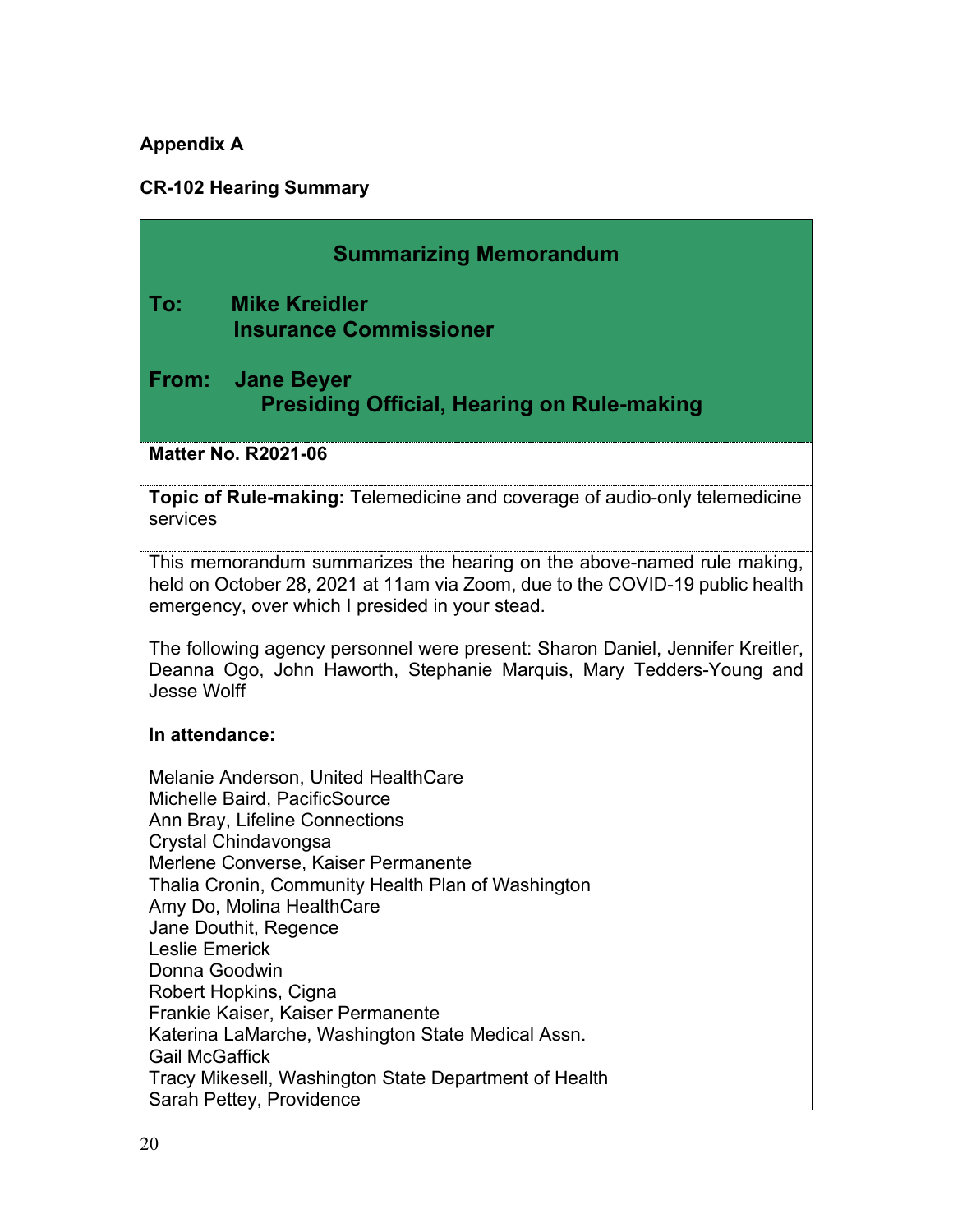**Appendix A**

**CR-102 Hearing Summary**

## Summarizing Memorandum

**To: Mike Kreidler**
**Insurance Commissioner**

**From: Jane Beyer**
**Presiding Official, Hearing on Rule-making**

**Matter No. R2021-06**

**Topic of Rule-making:** Telemedicine and coverage of audio-only telemedicine services

This memorandum summarizes the hearing on the above-named rule making, held on October 28, 2021 at 11am via Zoom, due to the COVID-19 public health emergency, over which I presided in your stead.

The following agency personnel were present: Sharon Daniel, Jennifer Kreitler, Deanna Ogo, John Haworth, Stephanie Marquis, Mary Tedders-Young and Jesse Wolff

**In attendance:**

Melanie Anderson, United HealthCare
Michelle Baird, PacificSource
Ann Bray, Lifeline Connections
Crystal Chindavongsa
Merlene Converse, Kaiser Permanente
Thalia Cronin, Community Health Plan of Washington
Amy Do, Molina HealthCare
Jane Douthit, Regence
Leslie Emerick
Donna Goodwin
Robert Hopkins, Cigna
Frankie Kaiser, Kaiser Permanente
Katerina LaMarche, Washington State Medical Assn.
Gail McGaffick
Tracy Mikesell, Washington State Department of Health
Sarah Pettey, Providence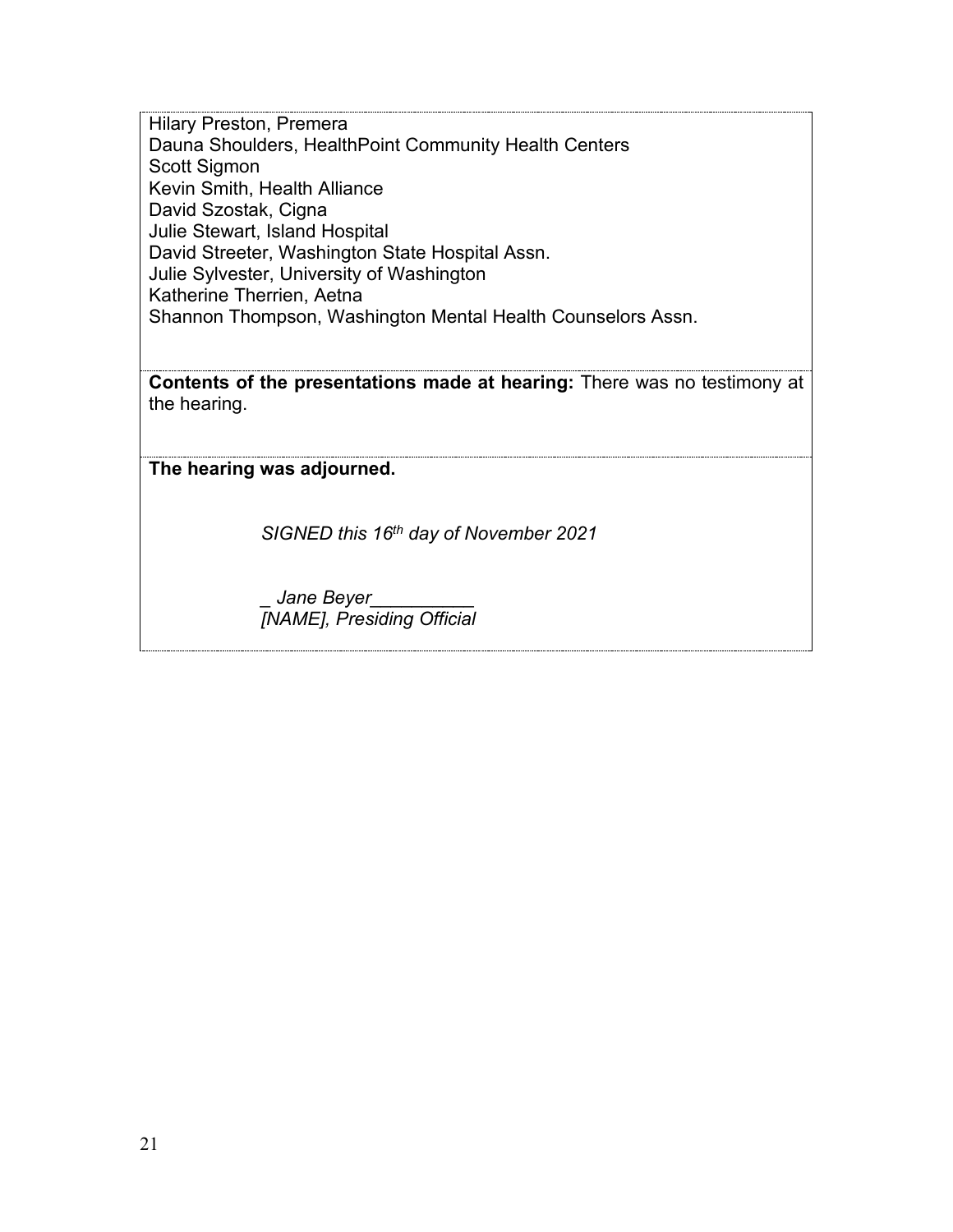Hilary Preston, Premera
Dauna Shoulders, HealthPoint Community Health Centers
Scott Sigmon
Kevin Smith, Health Alliance
David Szostak, Cigna
Julie Stewart, Island Hospital
David Streeter, Washington State Hospital Assn.
Julie Sylvester, University of Washington
Katherine Therrien, Aetna
Shannon Thompson, Washington Mental Health Counselors Assn.

**Contents of the presentations made at hearing:** There was no testimony at the hearing.

**The hearing was adjourned.**

*SIGNED this 16th day of November 2021*

*_ Jane Beyer__________*
*[NAME], Presiding Official*